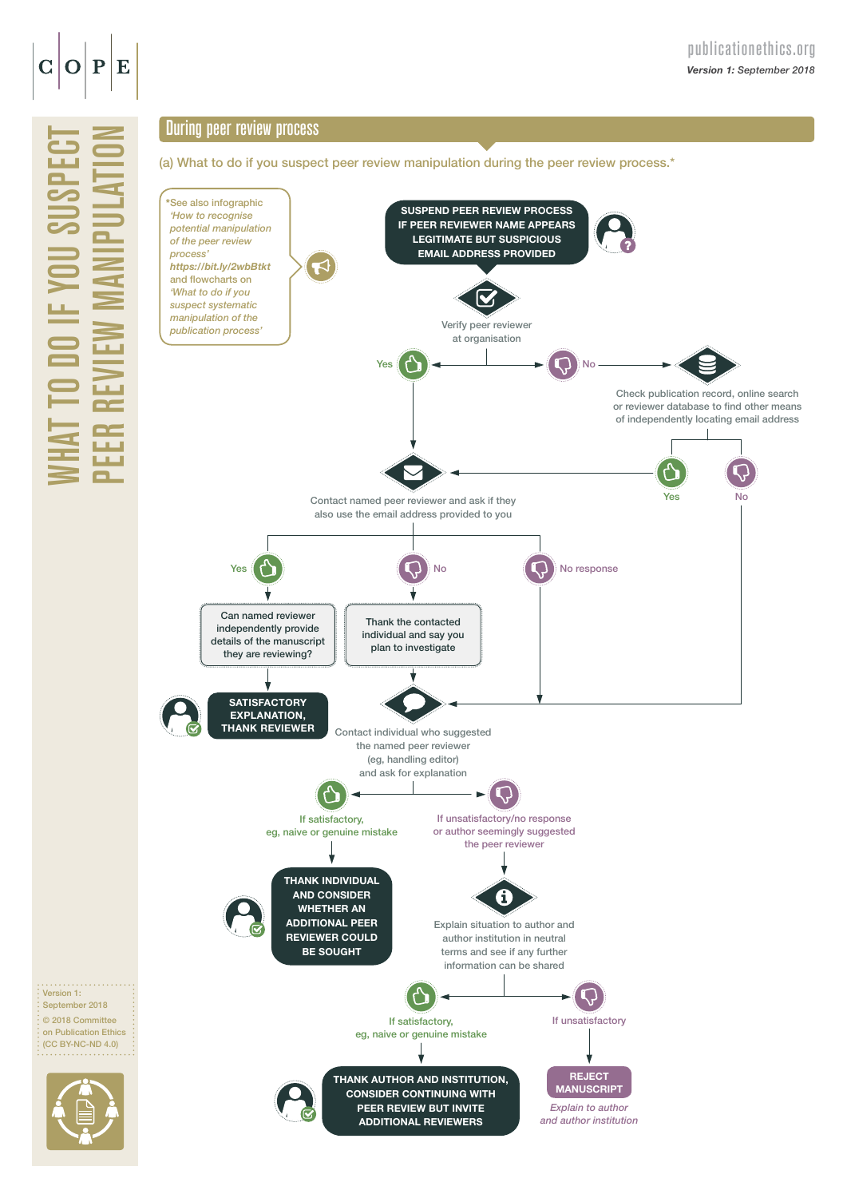C | O | P | E

publicationethics.org

*Version 1: September 2018*

# WHAT TO DO IF YOU SUSPECT PEER REVIEW MANIPULATION

## During peer review process

(a) What to do if you suspect peer review manipulation during the peer review process.*

*See also infographic *'How to recognise potential manipulation of the peer review process'* ***https://bit.ly/2wbBtkt*** and flowcharts on *'What to do if you suspect systematic manipulation of the publication process'*

**SUSPEND PEER REVIEW PROCESS IF PEER REVIEWER NAME APPEARS LEGITIMATE BUT SUSPICIOUS EMAIL ADDRESS PROVIDED**

Verify peer reviewer at organisation

- **Yes** → Contact named peer reviewer and ask if they also use the email address provided to you
- **No** → Check publication record, online search or reviewer database to find other means of independently locating email address
  - **Yes** → Contact named peer reviewer and ask if they also use the email address provided to you
  - **No** → Contact individual who suggested the named peer reviewer (eg, handling editor) and ask for explanation

Contact named peer reviewer and ask if they also use the email address provided to you

- **Yes** → Can named reviewer independently provide details of the manuscript they are reviewing? → **SATISFACTORY EXPLANATION, THANK REVIEWER**
- **No** → Thank the contacted individual and say you plan to investigate → Contact individual who suggested the named peer reviewer (eg, handling editor) and ask for explanation
- **No response** → Contact individual who suggested the named peer reviewer (eg, handling editor) and ask for explanation

Contact individual who suggested the named peer reviewer (eg, handling editor) and ask for explanation

- **If satisfactory, eg, naive or genuine mistake** → **THANK INDIVIDUAL AND CONSIDER WHETHER AN ADDITIONAL PEER REVIEWER COULD BE SOUGHT**
- **If unsatisfactory/no response or author seemingly suggested the peer reviewer** → Explain situation to author and author institution in neutral terms and see if any further information can be shared
  - **If satisfactory, eg, naive or genuine mistake** → **THANK AUTHOR AND INSTITUTION, CONSIDER CONTINUING WITH PEER REVIEW BUT INVITE ADDITIONAL REVIEWERS**
  - **If unsatisfactory** → **REJECT MANUSCRIPT** *Explain to author and author institution*

Version 1: September 2018
© 2018 Committee on Publication Ethics (CC BY-NC-ND 4.0)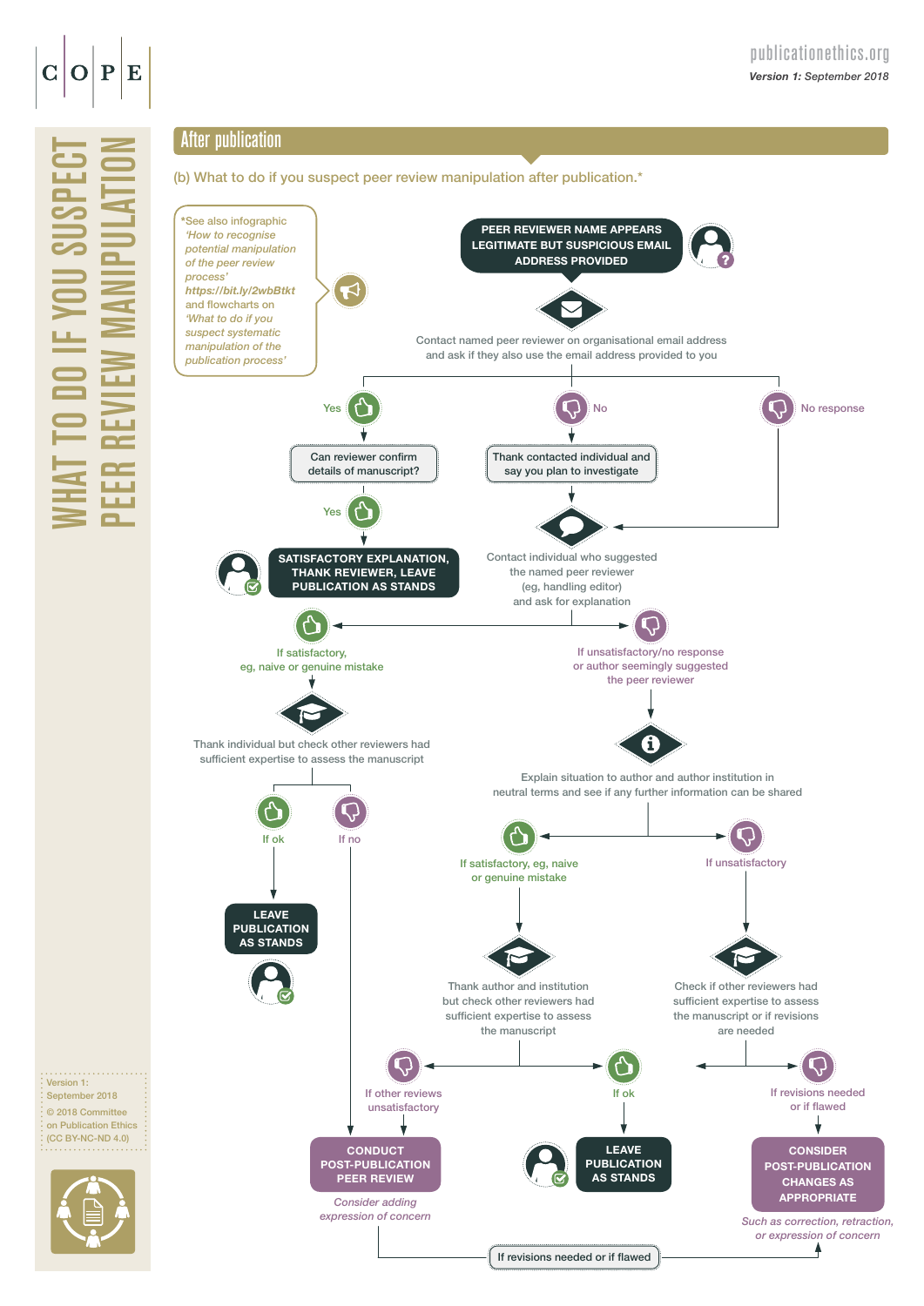# WHAT TO DO IF YOU SUSPECT PEER REVIEW MANIPULATION

publicationethics.org

*Version 1: September 2018*

## After publication

(b) What to do if you suspect peer review manipulation after publication.*

*See also infographic *'How to recognise potential manipulation of the peer review process'* ***https://bit.ly/2wbBtkt*** and flowcharts on *'What to do if you suspect systematic manipulation of the publication process'*

**PEER REVIEWER NAME APPEARS LEGITIMATE BUT SUSPICIOUS EMAIL ADDRESS PROVIDED**

Contact named peer reviewer on organisational email address and ask if they also use the email address provided to you

Yes

Can reviewer confirm details of manuscript?

Yes

**SATISFACTORY EXPLANATION, THANK REVIEWER, LEAVE PUBLICATION AS STANDS**

No

Thank contacted individual and say you plan to investigate

No response

Contact individual who suggested the named peer reviewer (eg, handling editor) and ask for explanation

If satisfactory, eg, naive or genuine mistake

Thank individual but check other reviewers had sufficient expertise to assess the manuscript

If ok

**LEAVE PUBLICATION AS STANDS**

If no

If unsatisfactory/no response or author seemingly suggested the peer reviewer

Explain situation to author and author institution in neutral terms and see if any further information can be shared

If satisfactory, eg, naive or genuine mistake

Thank author and institution but check other reviewers had sufficient expertise to assess the manuscript

If other reviews unsatisfactory

**CONDUCT POST-PUBLICATION PEER REVIEW**

*Consider adding expression of concern*

If ok

**LEAVE PUBLICATION AS STANDS**

If unsatisfactory

Check if other reviewers had sufficient expertise to assess the manuscript or if revisions are needed

If revisions needed or if flawed

**CONSIDER POST-PUBLICATION CHANGES AS APPROPRIATE**

*Such as correction, retraction, or expression of concern*

If revisions needed or if flawed

Version 1: September 2018
© 2018 Committee on Publication Ethics (CC BY-NC-ND 4.0)